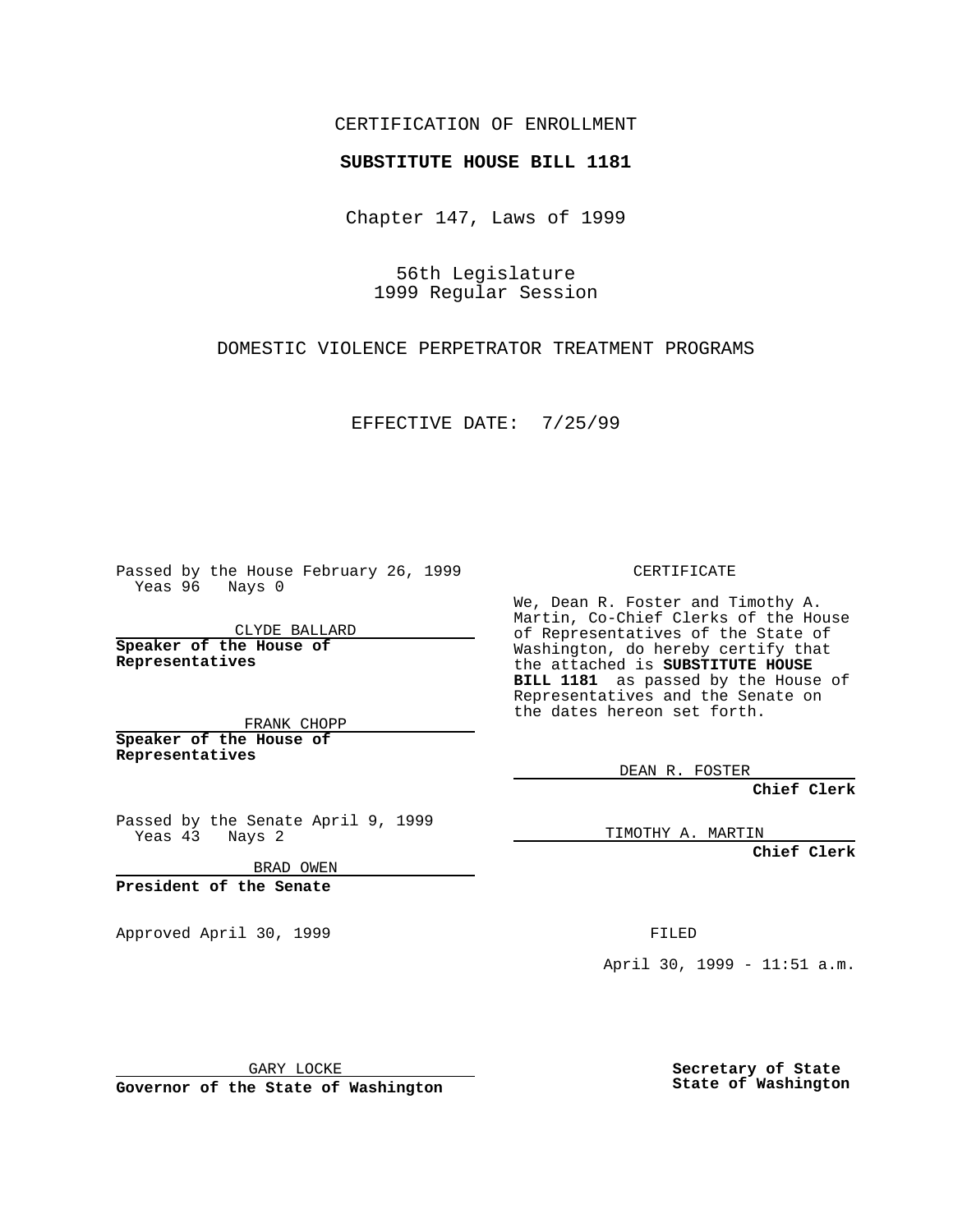CERTIFICATION OF ENROLLMENT

**SUBSTITUTE HOUSE BILL 1181**

Chapter 147, Laws of 1999

56th Legislature
1999 Regular Session

DOMESTIC VIOLENCE PERPETRATOR TREATMENT PROGRAMS

EFFECTIVE DATE: 7/25/99

Passed by the House February 26, 1999
Yeas 96 Nays 0

CLYDE BALLARD

**Speaker of the House of Representatives**

FRANK CHOPP

**Speaker of the House of Representatives**

Passed by the Senate April 9, 1999
Yeas 43 Nays 2

BRAD OWEN

**President of the Senate**

Approved April 30, 1999

GARY LOCKE

**Governor of the State of Washington**

CERTIFICATE

We, Dean R. Foster and Timothy A. Martin, Co-Chief Clerks of the House of Representatives of the State of Washington, do hereby certify that the attached is **SUBSTITUTE HOUSE BILL 1181** as passed by the House of Representatives and the Senate on the dates hereon set forth.

DEAN R. FOSTER

**Chief Clerk**

TIMOTHY A. MARTIN

**Chief Clerk**

FILED

April 30, 1999 - 11:51 a.m.

**Secretary of State**
**State of Washington**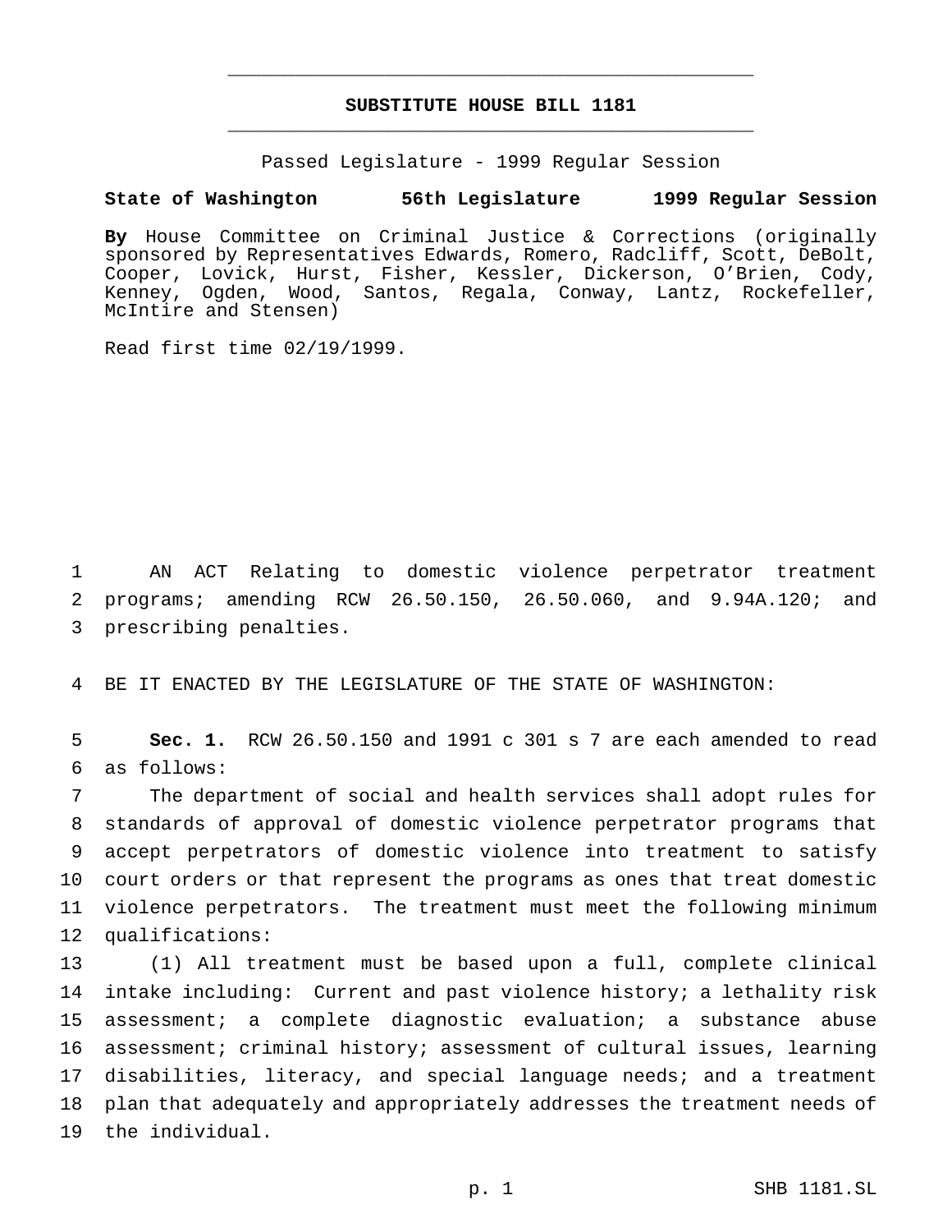# SUBSTITUTE HOUSE BILL 1181

Passed Legislature - 1999 Regular Session

**State of Washington 56th Legislature 1999 Regular Session**

**By** House Committee on Criminal Justice & Corrections (originally sponsored by Representatives Edwards, Romero, Radcliff, Scott, DeBolt, Cooper, Lovick, Hurst, Fisher, Kessler, Dickerson, O'Brien, Cody, Kenney, Ogden, Wood, Santos, Regala, Conway, Lantz, Rockefeller, McIntire and Stensen)

Read first time 02/19/1999.

AN ACT Relating to domestic violence perpetrator treatment programs; amending RCW 26.50.150, 26.50.060, and 9.94A.120; and prescribing penalties.

BE IT ENACTED BY THE LEGISLATURE OF THE STATE OF WASHINGTON:

**Sec. 1.** RCW 26.50.150 and 1991 c 301 s 7 are each amended to read as follows:

The department of social and health services shall adopt rules for standards of approval of domestic violence perpetrator programs that accept perpetrators of domestic violence into treatment to satisfy court orders or that represent the programs as ones that treat domestic violence perpetrators. The treatment must meet the following minimum qualifications:

(1) All treatment must be based upon a full, complete clinical intake including: Current and past violence history; a lethality risk assessment; a complete diagnostic evaluation; a substance abuse assessment; criminal history; assessment of cultural issues, learning disabilities, literacy, and special language needs; and a treatment plan that adequately and appropriately addresses the treatment needs of the individual.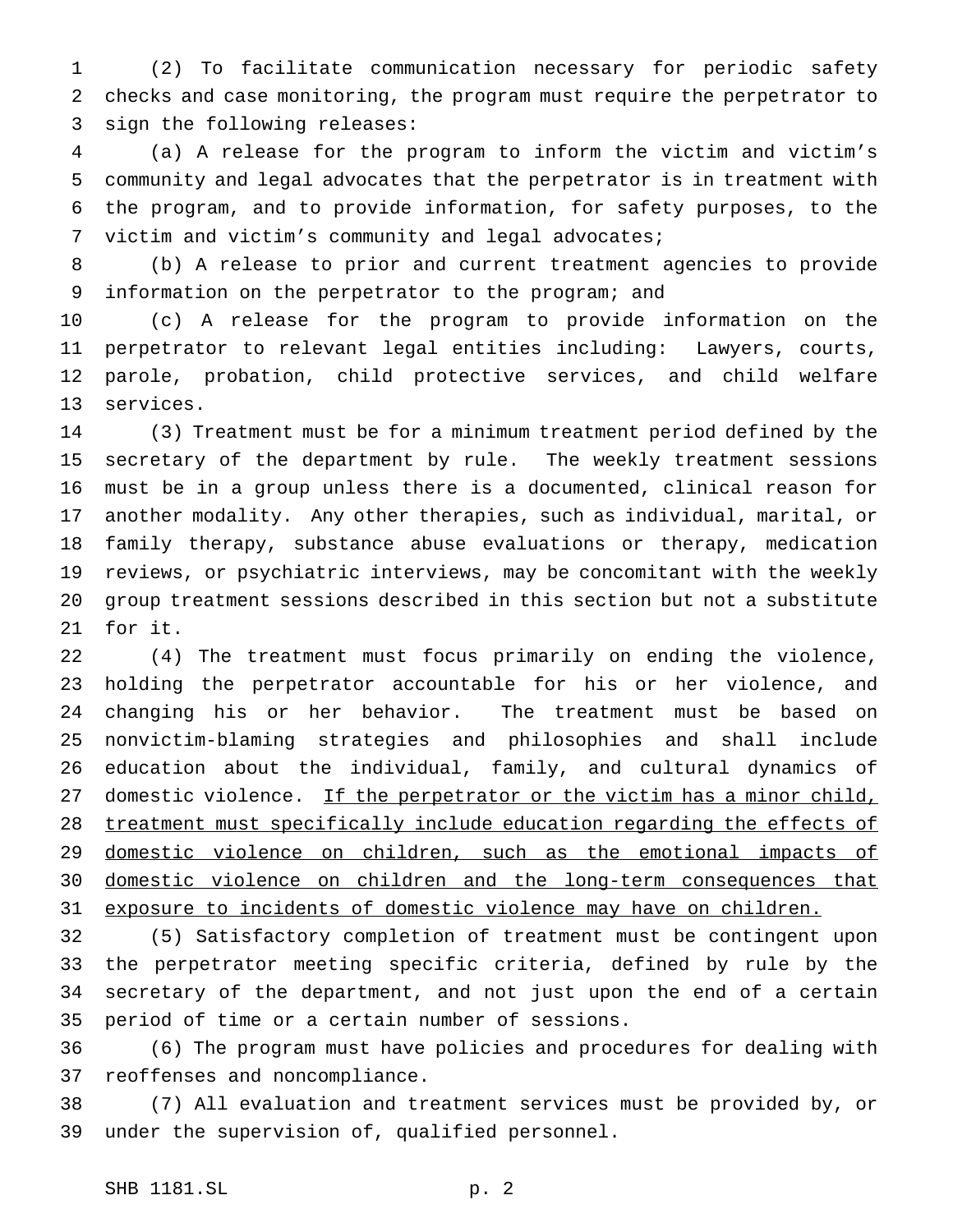(2) To facilitate communication necessary for periodic safety checks and case monitoring, the program must require the perpetrator to sign the following releases:

(a) A release for the program to inform the victim and victim's community and legal advocates that the perpetrator is in treatment with the program, and to provide information, for safety purposes, to the victim and victim's community and legal advocates;

(b) A release to prior and current treatment agencies to provide information on the perpetrator to the program; and

(c) A release for the program to provide information on the perpetrator to relevant legal entities including: Lawyers, courts, parole, probation, child protective services, and child welfare services.

(3) Treatment must be for a minimum treatment period defined by the secretary of the department by rule. The weekly treatment sessions must be in a group unless there is a documented, clinical reason for another modality. Any other therapies, such as individual, marital, or family therapy, substance abuse evaluations or therapy, medication reviews, or psychiatric interviews, may be concomitant with the weekly group treatment sessions described in this section but not a substitute for it.

(4) The treatment must focus primarily on ending the violence, holding the perpetrator accountable for his or her violence, and changing his or her behavior. The treatment must be based on nonvictim-blaming strategies and philosophies and shall include education about the individual, family, and cultural dynamics of domestic violence. <u>If the perpetrator or the victim has a minor child, treatment must specifically include education regarding the effects of domestic violence on children, such as the emotional impacts of domestic violence on children and the long-term consequences that exposure to incidents of domestic violence may have on children.</u>

(5) Satisfactory completion of treatment must be contingent upon the perpetrator meeting specific criteria, defined by rule by the secretary of the department, and not just upon the end of a certain period of time or a certain number of sessions.

(6) The program must have policies and procedures for dealing with reoffenses and noncompliance.

(7) All evaluation and treatment services must be provided by, or under the supervision of, qualified personnel.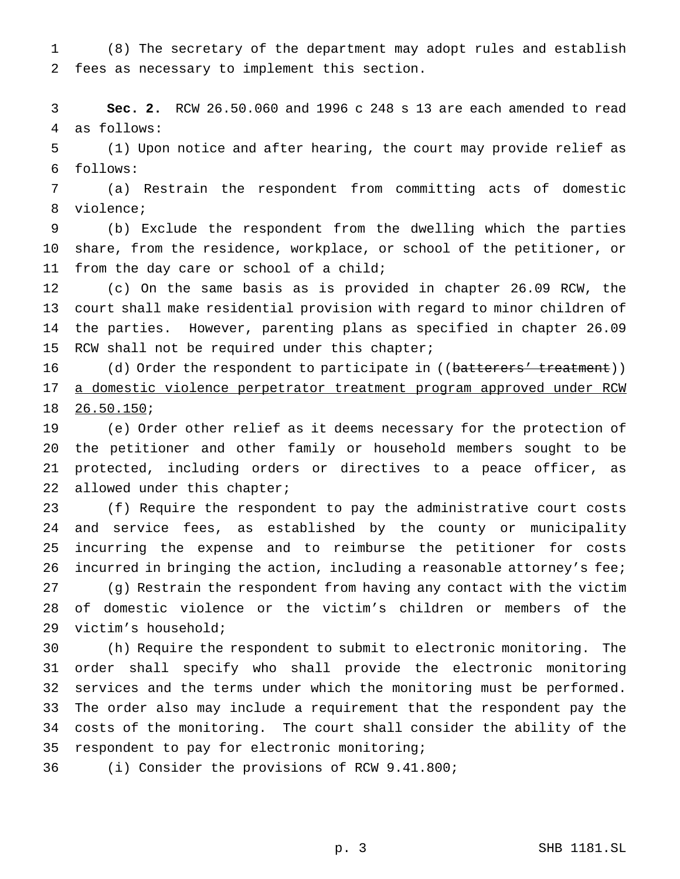(8) The secretary of the department may adopt rules and establish fees as necessary to implement this section.

**Sec. 2.** RCW 26.50.060 and 1996 c 248 s 13 are each amended to read as follows:

(1) Upon notice and after hearing, the court may provide relief as follows:

(a) Restrain the respondent from committing acts of domestic violence;

(b) Exclude the respondent from the dwelling which the parties share, from the residence, workplace, or school of the petitioner, or from the day care or school of a child;

(c) On the same basis as is provided in chapter 26.09 RCW, the court shall make residential provision with regard to minor children of the parties. However, parenting plans as specified in chapter 26.09 RCW shall not be required under this chapter;

(d) Order the respondent to participate in ((~~batterers' treatment~~)) <u>a domestic violence perpetrator treatment program approved under RCW 26.50.150</u>;

(e) Order other relief as it deems necessary for the protection of the petitioner and other family or household members sought to be protected, including orders or directives to a peace officer, as allowed under this chapter;

(f) Require the respondent to pay the administrative court costs and service fees, as established by the county or municipality incurring the expense and to reimburse the petitioner for costs incurred in bringing the action, including a reasonable attorney's fee;

(g) Restrain the respondent from having any contact with the victim of domestic violence or the victim's children or members of the victim's household;

(h) Require the respondent to submit to electronic monitoring. The order shall specify who shall provide the electronic monitoring services and the terms under which the monitoring must be performed. The order also may include a requirement that the respondent pay the costs of the monitoring. The court shall consider the ability of the respondent to pay for electronic monitoring;

(i) Consider the provisions of RCW 9.41.800;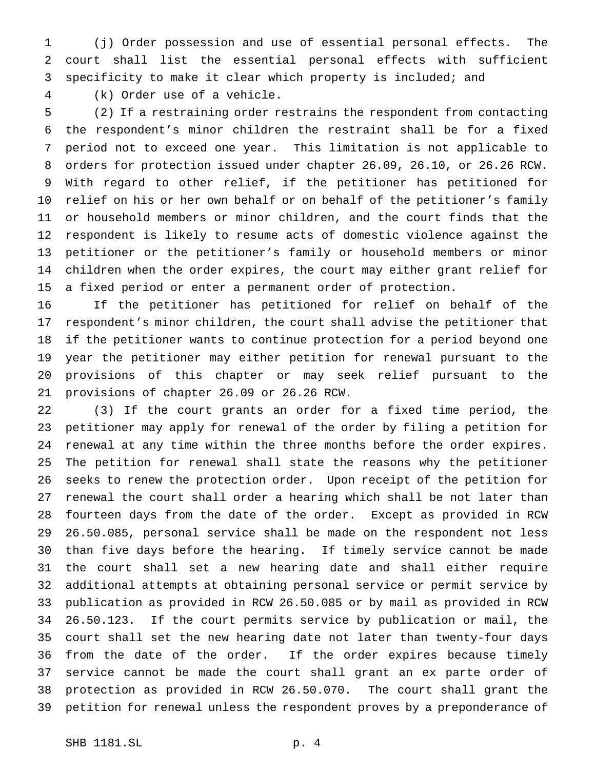(j) Order possession and use of essential personal effects. The court shall list the essential personal effects with sufficient specificity to make it clear which property is included; and

(k) Order use of a vehicle.

(2) If a restraining order restrains the respondent from contacting the respondent's minor children the restraint shall be for a fixed period not to exceed one year. This limitation is not applicable to orders for protection issued under chapter 26.09, 26.10, or 26.26 RCW. With regard to other relief, if the petitioner has petitioned for relief on his or her own behalf or on behalf of the petitioner's family or household members or minor children, and the court finds that the respondent is likely to resume acts of domestic violence against the petitioner or the petitioner's family or household members or minor children when the order expires, the court may either grant relief for a fixed period or enter a permanent order of protection.

If the petitioner has petitioned for relief on behalf of the respondent's minor children, the court shall advise the petitioner that if the petitioner wants to continue protection for a period beyond one year the petitioner may either petition for renewal pursuant to the provisions of this chapter or may seek relief pursuant to the provisions of chapter 26.09 or 26.26 RCW.

(3) If the court grants an order for a fixed time period, the petitioner may apply for renewal of the order by filing a petition for renewal at any time within the three months before the order expires. The petition for renewal shall state the reasons why the petitioner seeks to renew the protection order. Upon receipt of the petition for renewal the court shall order a hearing which shall be not later than fourteen days from the date of the order. Except as provided in RCW 26.50.085, personal service shall be made on the respondent not less than five days before the hearing. If timely service cannot be made the court shall set a new hearing date and shall either require additional attempts at obtaining personal service or permit service by publication as provided in RCW 26.50.085 or by mail as provided in RCW 26.50.123. If the court permits service by publication or mail, the court shall set the new hearing date not later than twenty-four days from the date of the order. If the order expires because timely service cannot be made the court shall grant an ex parte order of protection as provided in RCW 26.50.070. The court shall grant the petition for renewal unless the respondent proves by a preponderance of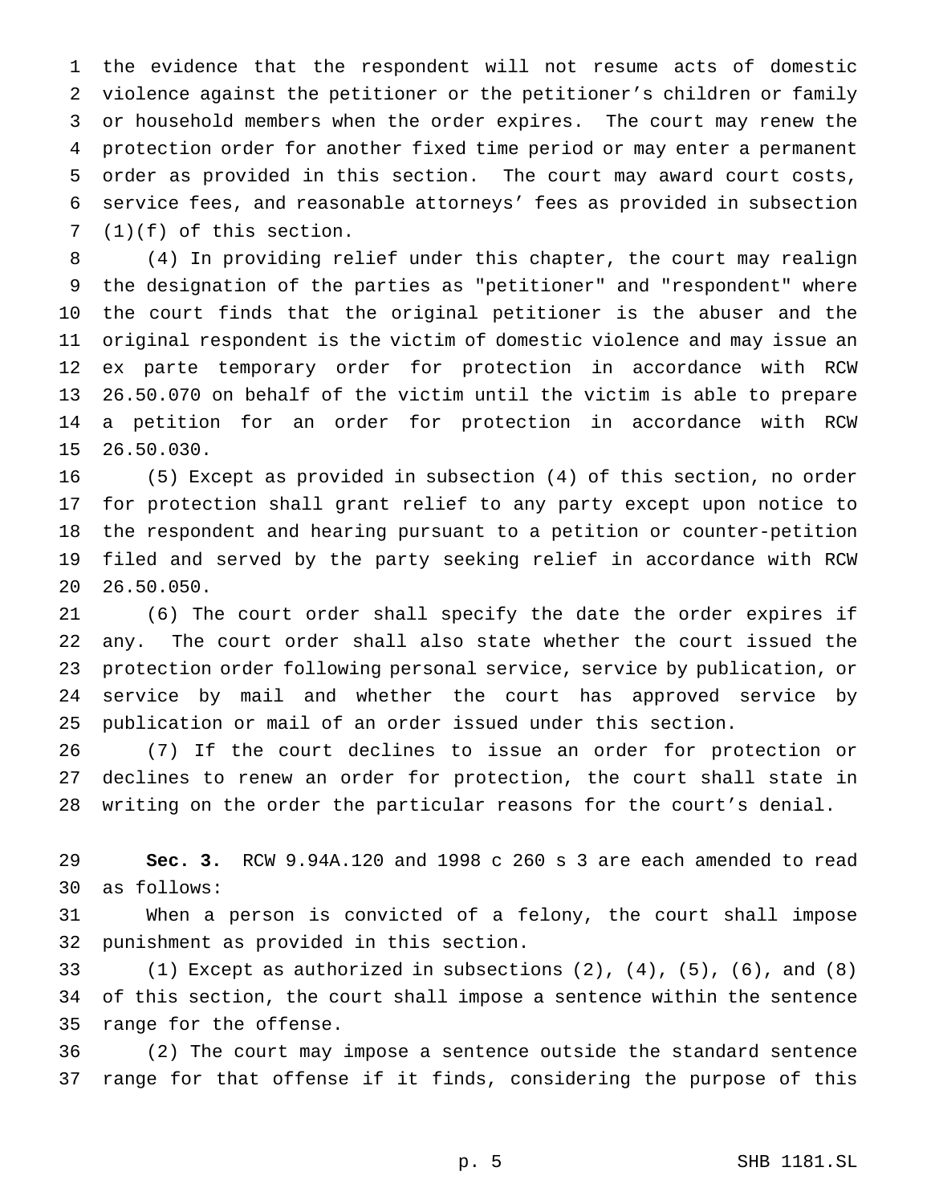the evidence that the respondent will not resume acts of domestic violence against the petitioner or the petitioner's children or family or household members when the order expires. The court may renew the protection order for another fixed time period or may enter a permanent order as provided in this section. The court may award court costs, service fees, and reasonable attorneys' fees as provided in subsection (1)(f) of this section.

(4) In providing relief under this chapter, the court may realign the designation of the parties as "petitioner" and "respondent" where the court finds that the original petitioner is the abuser and the original respondent is the victim of domestic violence and may issue an ex parte temporary order for protection in accordance with RCW 26.50.070 on behalf of the victim until the victim is able to prepare a petition for an order for protection in accordance with RCW 26.50.030.

(5) Except as provided in subsection (4) of this section, no order for protection shall grant relief to any party except upon notice to the respondent and hearing pursuant to a petition or counter-petition filed and served by the party seeking relief in accordance with RCW 26.50.050.

(6) The court order shall specify the date the order expires if any. The court order shall also state whether the court issued the protection order following personal service, service by publication, or service by mail and whether the court has approved service by publication or mail of an order issued under this section.

(7) If the court declines to issue an order for protection or declines to renew an order for protection, the court shall state in writing on the order the particular reasons for the court's denial.

**Sec. 3.** RCW 9.94A.120 and 1998 c 260 s 3 are each amended to read as follows:

When a person is convicted of a felony, the court shall impose punishment as provided in this section.

(1) Except as authorized in subsections (2), (4), (5), (6), and (8) of this section, the court shall impose a sentence within the sentence range for the offense.

(2) The court may impose a sentence outside the standard sentence range for that offense if it finds, considering the purpose of this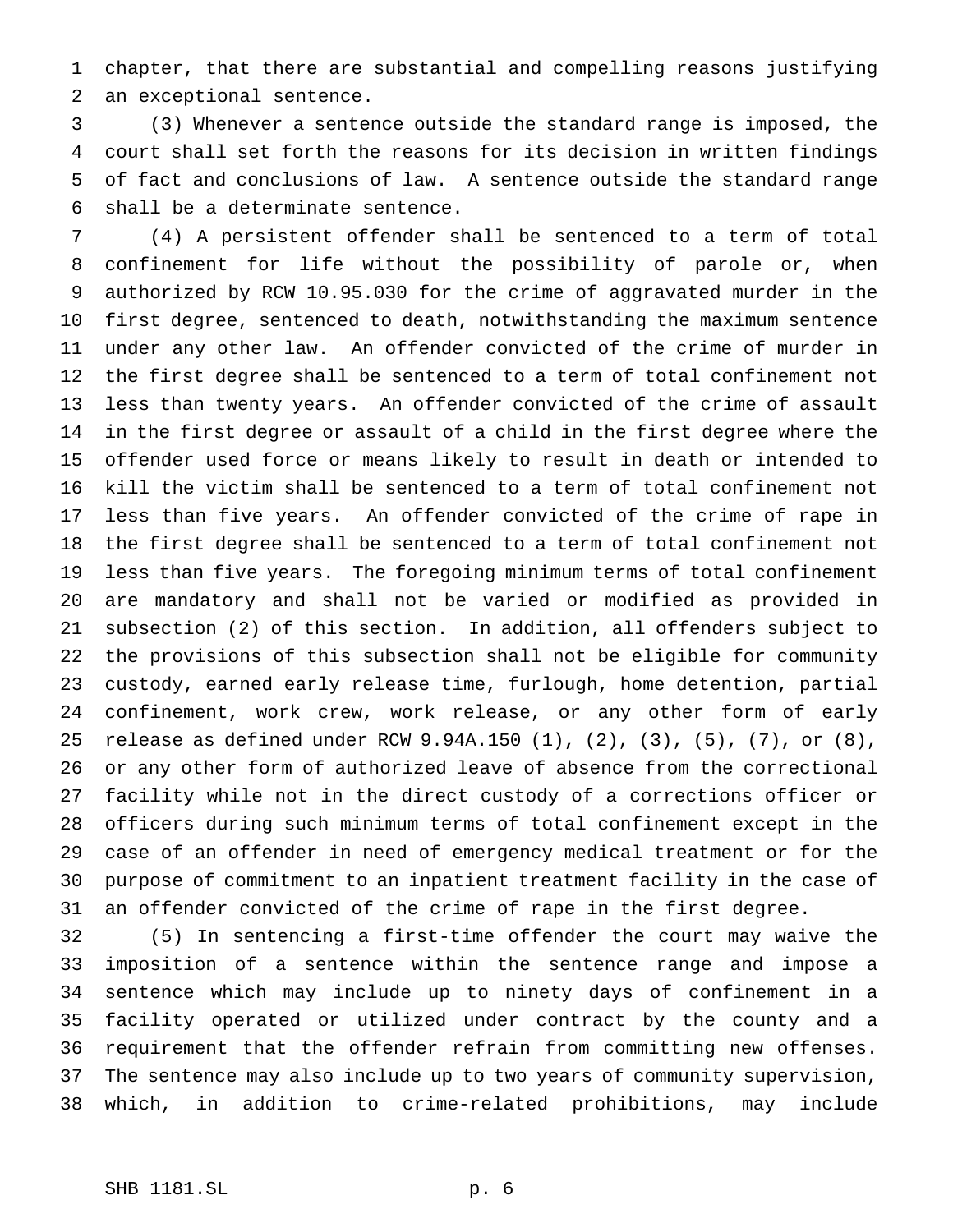chapter, that there are substantial and compelling reasons justifying an exceptional sentence.

(3) Whenever a sentence outside the standard range is imposed, the court shall set forth the reasons for its decision in written findings of fact and conclusions of law. A sentence outside the standard range shall be a determinate sentence.

(4) A persistent offender shall be sentenced to a term of total confinement for life without the possibility of parole or, when authorized by RCW 10.95.030 for the crime of aggravated murder in the first degree, sentenced to death, notwithstanding the maximum sentence under any other law. An offender convicted of the crime of murder in the first degree shall be sentenced to a term of total confinement not less than twenty years. An offender convicted of the crime of assault in the first degree or assault of a child in the first degree where the offender used force or means likely to result in death or intended to kill the victim shall be sentenced to a term of total confinement not less than five years. An offender convicted of the crime of rape in the first degree shall be sentenced to a term of total confinement not less than five years. The foregoing minimum terms of total confinement are mandatory and shall not be varied or modified as provided in subsection (2) of this section. In addition, all offenders subject to the provisions of this subsection shall not be eligible for community custody, earned early release time, furlough, home detention, partial confinement, work crew, work release, or any other form of early release as defined under RCW 9.94A.150 (1), (2), (3), (5), (7), or (8), or any other form of authorized leave of absence from the correctional facility while not in the direct custody of a corrections officer or officers during such minimum terms of total confinement except in the case of an offender in need of emergency medical treatment or for the purpose of commitment to an inpatient treatment facility in the case of an offender convicted of the crime of rape in the first degree.

(5) In sentencing a first-time offender the court may waive the imposition of a sentence within the sentence range and impose a sentence which may include up to ninety days of confinement in a facility operated or utilized under contract by the county and a requirement that the offender refrain from committing new offenses. The sentence may also include up to two years of community supervision, which, in addition to crime-related prohibitions, may include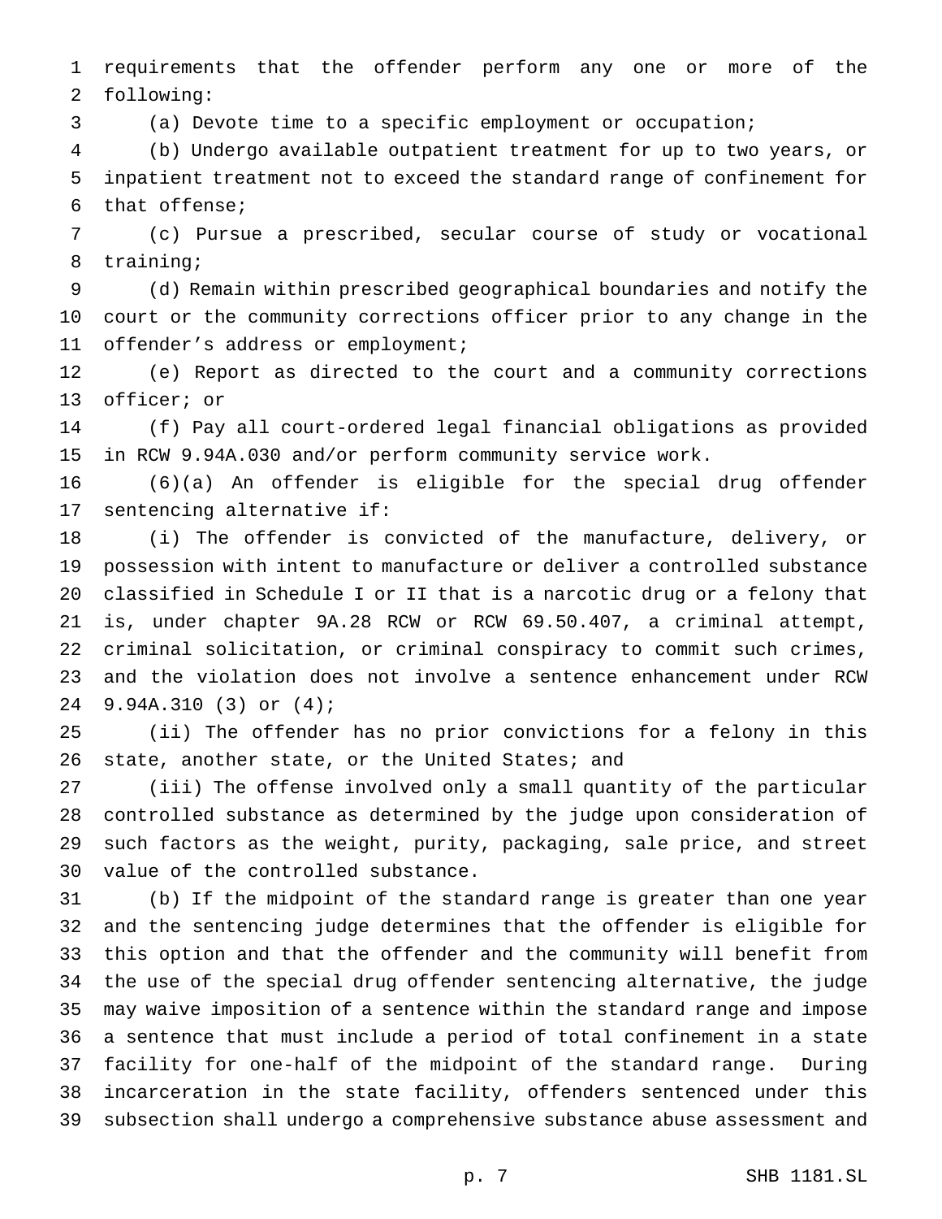requirements that the offender perform any one or more of the following:

(a) Devote time to a specific employment or occupation;

(b) Undergo available outpatient treatment for up to two years, or inpatient treatment not to exceed the standard range of confinement for that offense;

(c) Pursue a prescribed, secular course of study or vocational training;

(d) Remain within prescribed geographical boundaries and notify the court or the community corrections officer prior to any change in the offender's address or employment;

(e) Report as directed to the court and a community corrections officer; or

(f) Pay all court-ordered legal financial obligations as provided in RCW 9.94A.030 and/or perform community service work.

(6)(a) An offender is eligible for the special drug offender sentencing alternative if:

(i) The offender is convicted of the manufacture, delivery, or possession with intent to manufacture or deliver a controlled substance classified in Schedule I or II that is a narcotic drug or a felony that is, under chapter 9A.28 RCW or RCW 69.50.407, a criminal attempt, criminal solicitation, or criminal conspiracy to commit such crimes, and the violation does not involve a sentence enhancement under RCW 9.94A.310 (3) or (4);

(ii) The offender has no prior convictions for a felony in this state, another state, or the United States; and

(iii) The offense involved only a small quantity of the particular controlled substance as determined by the judge upon consideration of such factors as the weight, purity, packaging, sale price, and street value of the controlled substance.

(b) If the midpoint of the standard range is greater than one year and the sentencing judge determines that the offender is eligible for this option and that the offender and the community will benefit from the use of the special drug offender sentencing alternative, the judge may waive imposition of a sentence within the standard range and impose a sentence that must include a period of total confinement in a state facility for one-half of the midpoint of the standard range. During incarceration in the state facility, offenders sentenced under this subsection shall undergo a comprehensive substance abuse assessment and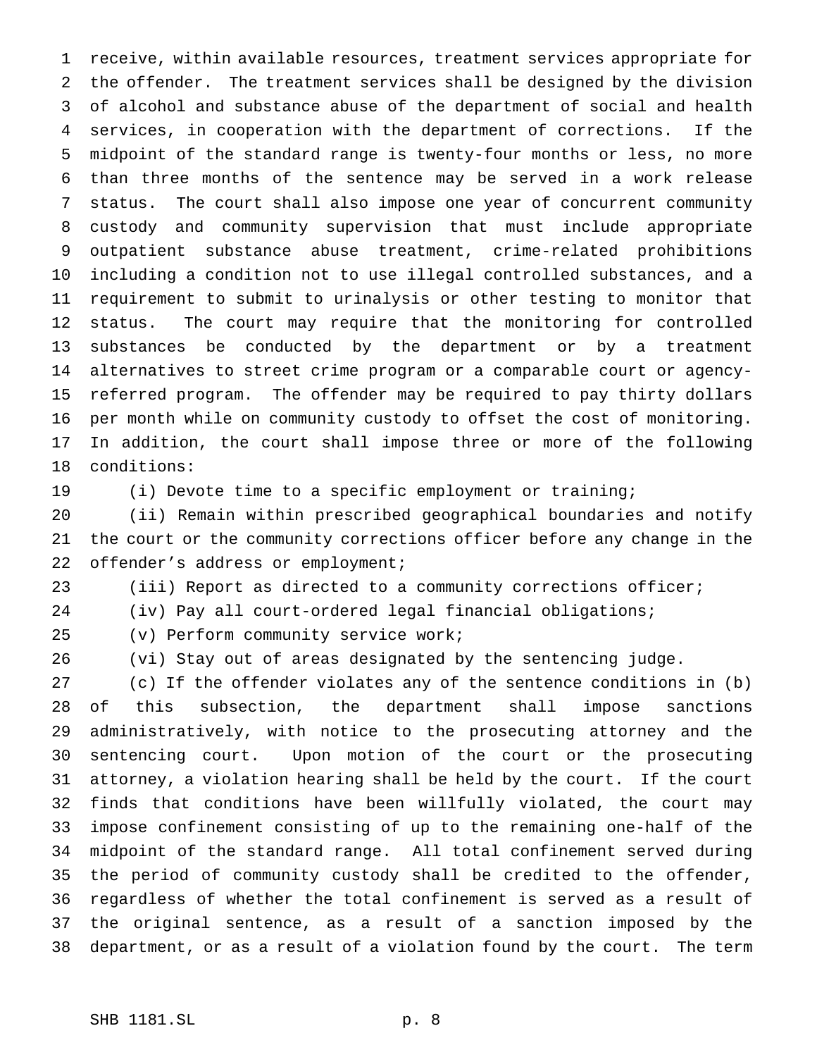receive, within available resources, treatment services appropriate for the offender. The treatment services shall be designed by the division of alcohol and substance abuse of the department of social and health services, in cooperation with the department of corrections. If the midpoint of the standard range is twenty-four months or less, no more than three months of the sentence may be served in a work release status. The court shall also impose one year of concurrent community custody and community supervision that must include appropriate outpatient substance abuse treatment, crime-related prohibitions including a condition not to use illegal controlled substances, and a requirement to submit to urinalysis or other testing to monitor that status. The court may require that the monitoring for controlled substances be conducted by the department or by a treatment alternatives to street crime program or a comparable court or agency-referred program. The offender may be required to pay thirty dollars per month while on community custody to offset the cost of monitoring. In addition, the court shall impose three or more of the following conditions:

(i) Devote time to a specific employment or training;

(ii) Remain within prescribed geographical boundaries and notify the court or the community corrections officer before any change in the offender's address or employment;

(iii) Report as directed to a community corrections officer;

(iv) Pay all court-ordered legal financial obligations;

(v) Perform community service work;

(vi) Stay out of areas designated by the sentencing judge.

(c) If the offender violates any of the sentence conditions in (b) of this subsection, the department shall impose sanctions administratively, with notice to the prosecuting attorney and the sentencing court. Upon motion of the court or the prosecuting attorney, a violation hearing shall be held by the court. If the court finds that conditions have been willfully violated, the court may impose confinement consisting of up to the remaining one-half of the midpoint of the standard range. All total confinement served during the period of community custody shall be credited to the offender, regardless of whether the total confinement is served as a result of the original sentence, as a result of a sanction imposed by the department, or as a result of a violation found by the court. The term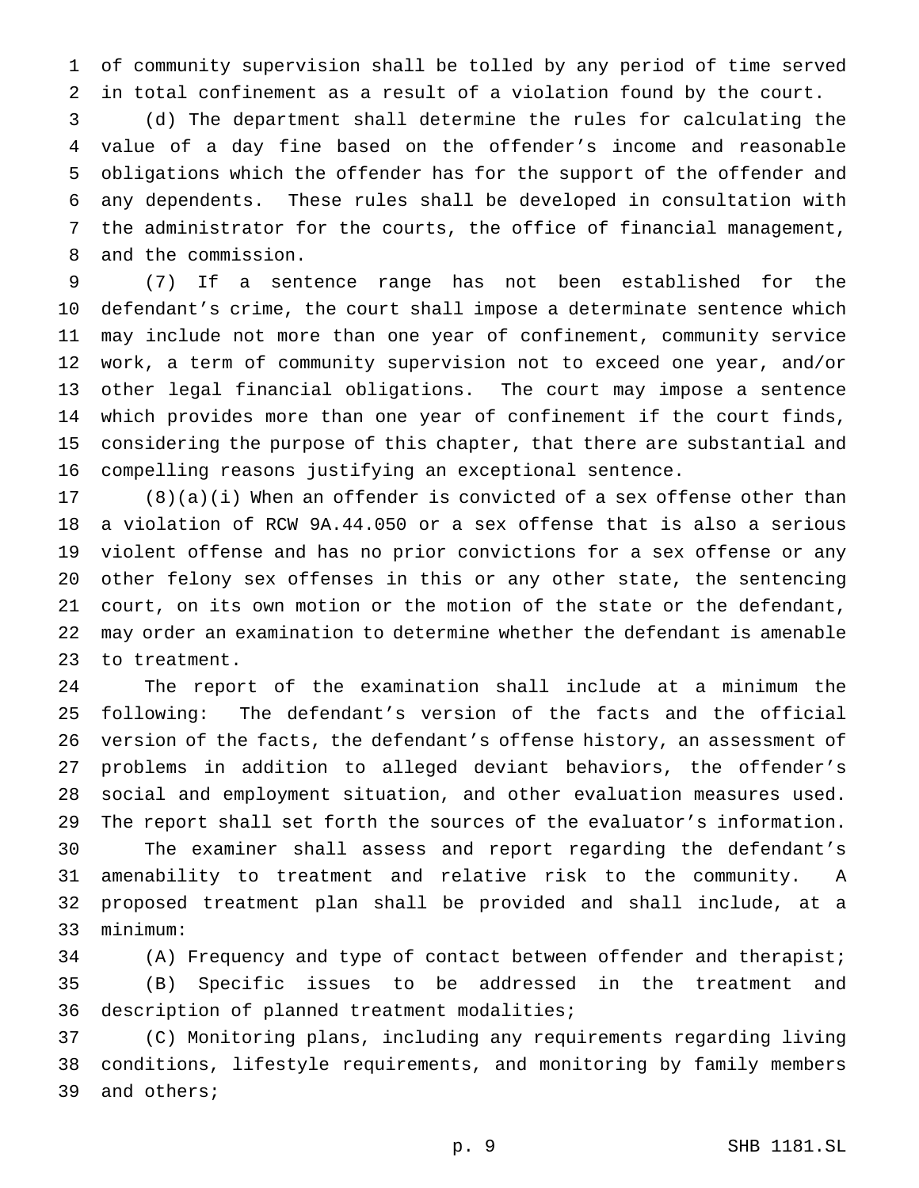of community supervision shall be tolled by any period of time served in total confinement as a result of a violation found by the court.

(d) The department shall determine the rules for calculating the value of a day fine based on the offender's income and reasonable obligations which the offender has for the support of the offender and any dependents. These rules shall be developed in consultation with the administrator for the courts, the office of financial management, and the commission.

(7) If a sentence range has not been established for the defendant's crime, the court shall impose a determinate sentence which may include not more than one year of confinement, community service work, a term of community supervision not to exceed one year, and/or other legal financial obligations. The court may impose a sentence which provides more than one year of confinement if the court finds, considering the purpose of this chapter, that there are substantial and compelling reasons justifying an exceptional sentence.

(8)(a)(i) When an offender is convicted of a sex offense other than a violation of RCW 9A.44.050 or a sex offense that is also a serious violent offense and has no prior convictions for a sex offense or any other felony sex offenses in this or any other state, the sentencing court, on its own motion or the motion of the state or the defendant, may order an examination to determine whether the defendant is amenable to treatment.

The report of the examination shall include at a minimum the following: The defendant's version of the facts and the official version of the facts, the defendant's offense history, an assessment of problems in addition to alleged deviant behaviors, the offender's social and employment situation, and other evaluation measures used. The report shall set forth the sources of the evaluator's information.

The examiner shall assess and report regarding the defendant's amenability to treatment and relative risk to the community. A proposed treatment plan shall be provided and shall include, at a minimum:

(A) Frequency and type of contact between offender and therapist;

(B) Specific issues to be addressed in the treatment and description of planned treatment modalities;

(C) Monitoring plans, including any requirements regarding living conditions, lifestyle requirements, and monitoring by family members and others;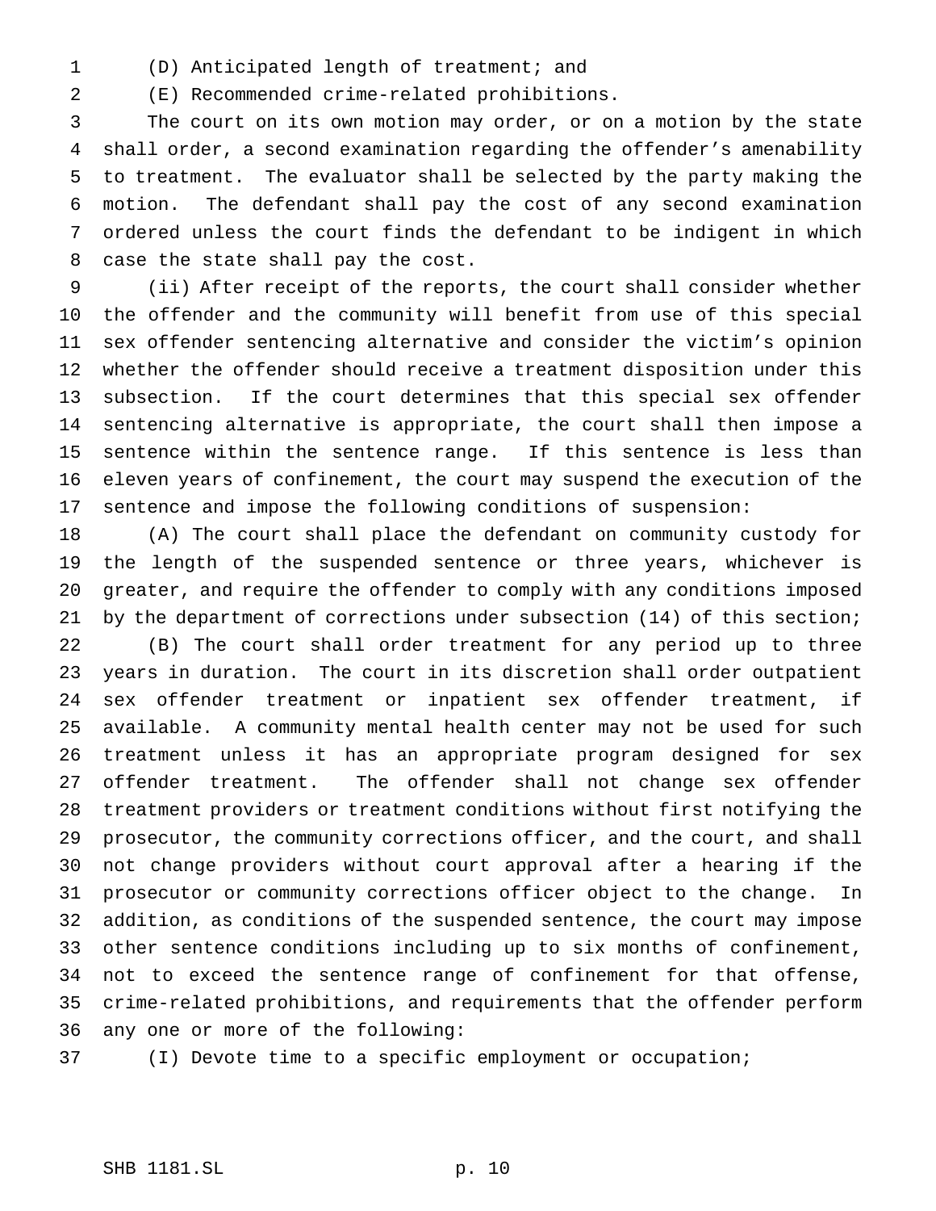(D) Anticipated length of treatment; and

(E) Recommended crime-related prohibitions.

The court on its own motion may order, or on a motion by the state shall order, a second examination regarding the offender's amenability to treatment. The evaluator shall be selected by the party making the motion. The defendant shall pay the cost of any second examination ordered unless the court finds the defendant to be indigent in which case the state shall pay the cost.

(ii) After receipt of the reports, the court shall consider whether the offender and the community will benefit from use of this special sex offender sentencing alternative and consider the victim's opinion whether the offender should receive a treatment disposition under this subsection. If the court determines that this special sex offender sentencing alternative is appropriate, the court shall then impose a sentence within the sentence range. If this sentence is less than eleven years of confinement, the court may suspend the execution of the sentence and impose the following conditions of suspension:

(A) The court shall place the defendant on community custody for the length of the suspended sentence or three years, whichever is greater, and require the offender to comply with any conditions imposed by the department of corrections under subsection (14) of this section;

(B) The court shall order treatment for any period up to three years in duration. The court in its discretion shall order outpatient sex offender treatment or inpatient sex offender treatment, if available. A community mental health center may not be used for such treatment unless it has an appropriate program designed for sex offender treatment. The offender shall not change sex offender treatment providers or treatment conditions without first notifying the prosecutor, the community corrections officer, and the court, and shall not change providers without court approval after a hearing if the prosecutor or community corrections officer object to the change. In addition, as conditions of the suspended sentence, the court may impose other sentence conditions including up to six months of confinement, not to exceed the sentence range of confinement for that offense, crime-related prohibitions, and requirements that the offender perform any one or more of the following:

(I) Devote time to a specific employment or occupation;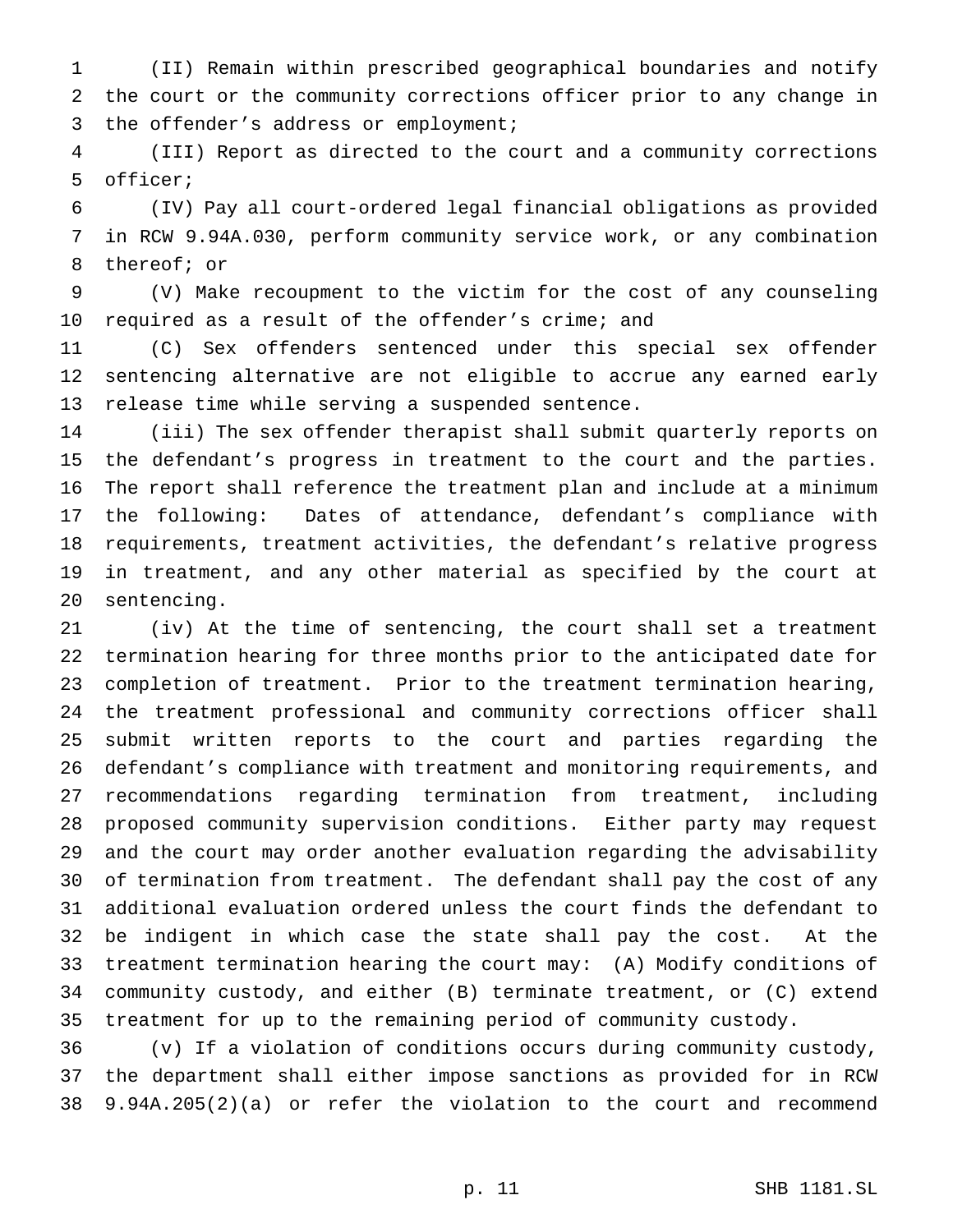(II) Remain within prescribed geographical boundaries and notify the court or the community corrections officer prior to any change in the offender's address or employment;

(III) Report as directed to the court and a community corrections officer;

(IV) Pay all court-ordered legal financial obligations as provided in RCW 9.94A.030, perform community service work, or any combination thereof; or

(V) Make recoupment to the victim for the cost of any counseling required as a result of the offender's crime; and

(C) Sex offenders sentenced under this special sex offender sentencing alternative are not eligible to accrue any earned early release time while serving a suspended sentence.

(iii) The sex offender therapist shall submit quarterly reports on the defendant's progress in treatment to the court and the parties. The report shall reference the treatment plan and include at a minimum the following: Dates of attendance, defendant's compliance with requirements, treatment activities, the defendant's relative progress in treatment, and any other material as specified by the court at sentencing.

(iv) At the time of sentencing, the court shall set a treatment termination hearing for three months prior to the anticipated date for completion of treatment. Prior to the treatment termination hearing, the treatment professional and community corrections officer shall submit written reports to the court and parties regarding the defendant's compliance with treatment and monitoring requirements, and recommendations regarding termination from treatment, including proposed community supervision conditions. Either party may request and the court may order another evaluation regarding the advisability of termination from treatment. The defendant shall pay the cost of any additional evaluation ordered unless the court finds the defendant to be indigent in which case the state shall pay the cost. At the treatment termination hearing the court may: (A) Modify conditions of community custody, and either (B) terminate treatment, or (C) extend treatment for up to the remaining period of community custody.

(v) If a violation of conditions occurs during community custody, the department shall either impose sanctions as provided for in RCW 9.94A.205(2)(a) or refer the violation to the court and recommend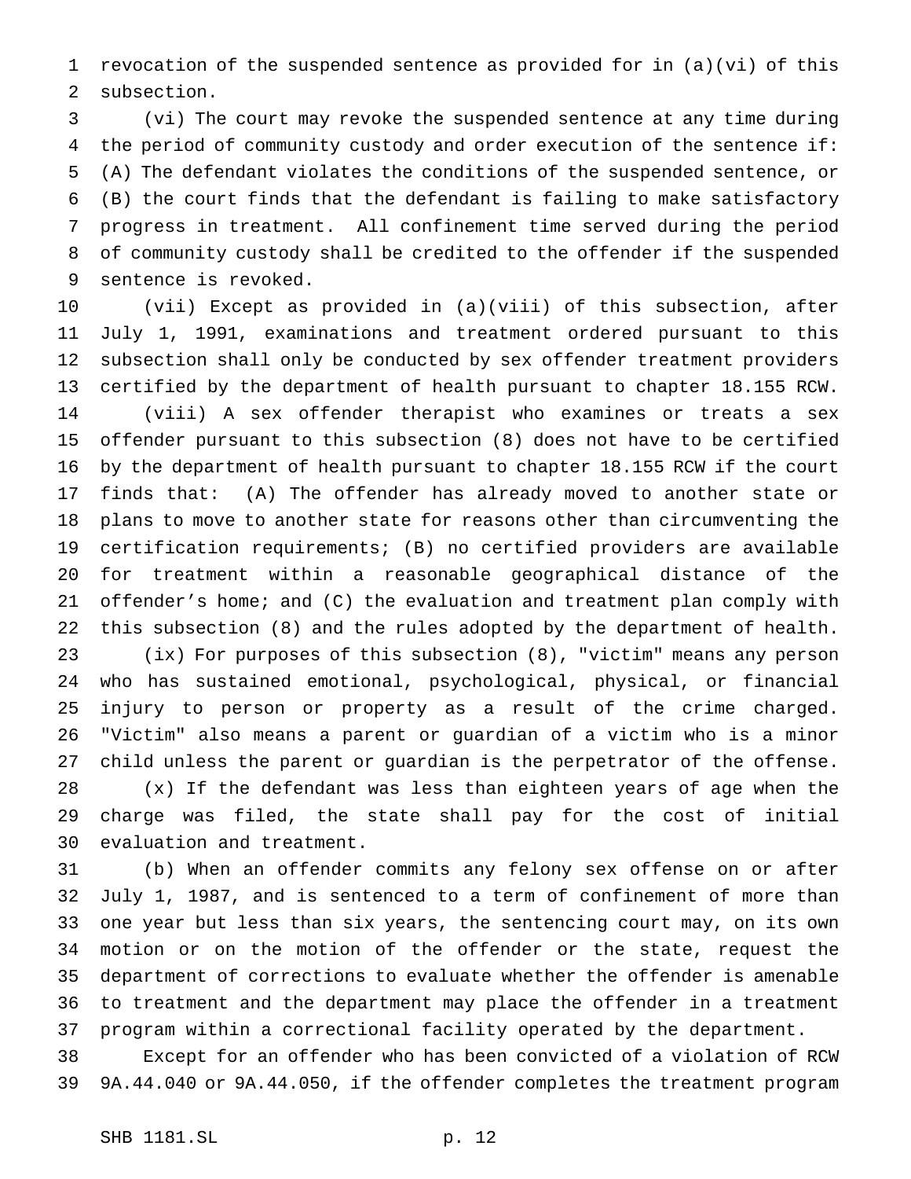revocation of the suspended sentence as provided for in (a)(vi) of this subsection.

(vi) The court may revoke the suspended sentence at any time during the period of community custody and order execution of the sentence if: (A) The defendant violates the conditions of the suspended sentence, or (B) the court finds that the defendant is failing to make satisfactory progress in treatment. All confinement time served during the period of community custody shall be credited to the offender if the suspended sentence is revoked.

(vii) Except as provided in (a)(viii) of this subsection, after July 1, 1991, examinations and treatment ordered pursuant to this subsection shall only be conducted by sex offender treatment providers certified by the department of health pursuant to chapter 18.155 RCW.

(viii) A sex offender therapist who examines or treats a sex offender pursuant to this subsection (8) does not have to be certified by the department of health pursuant to chapter 18.155 RCW if the court finds that: (A) The offender has already moved to another state or plans to move to another state for reasons other than circumventing the certification requirements; (B) no certified providers are available for treatment within a reasonable geographical distance of the offender's home; and (C) the evaluation and treatment plan comply with this subsection (8) and the rules adopted by the department of health.

(ix) For purposes of this subsection (8), "victim" means any person who has sustained emotional, psychological, physical, or financial injury to person or property as a result of the crime charged. "Victim" also means a parent or guardian of a victim who is a minor child unless the parent or guardian is the perpetrator of the offense.

(x) If the defendant was less than eighteen years of age when the charge was filed, the state shall pay for the cost of initial evaluation and treatment.

(b) When an offender commits any felony sex offense on or after July 1, 1987, and is sentenced to a term of confinement of more than one year but less than six years, the sentencing court may, on its own motion or on the motion of the offender or the state, request the department of corrections to evaluate whether the offender is amenable to treatment and the department may place the offender in a treatment program within a correctional facility operated by the department.

Except for an offender who has been convicted of a violation of RCW 9A.44.040 or 9A.44.050, if the offender completes the treatment program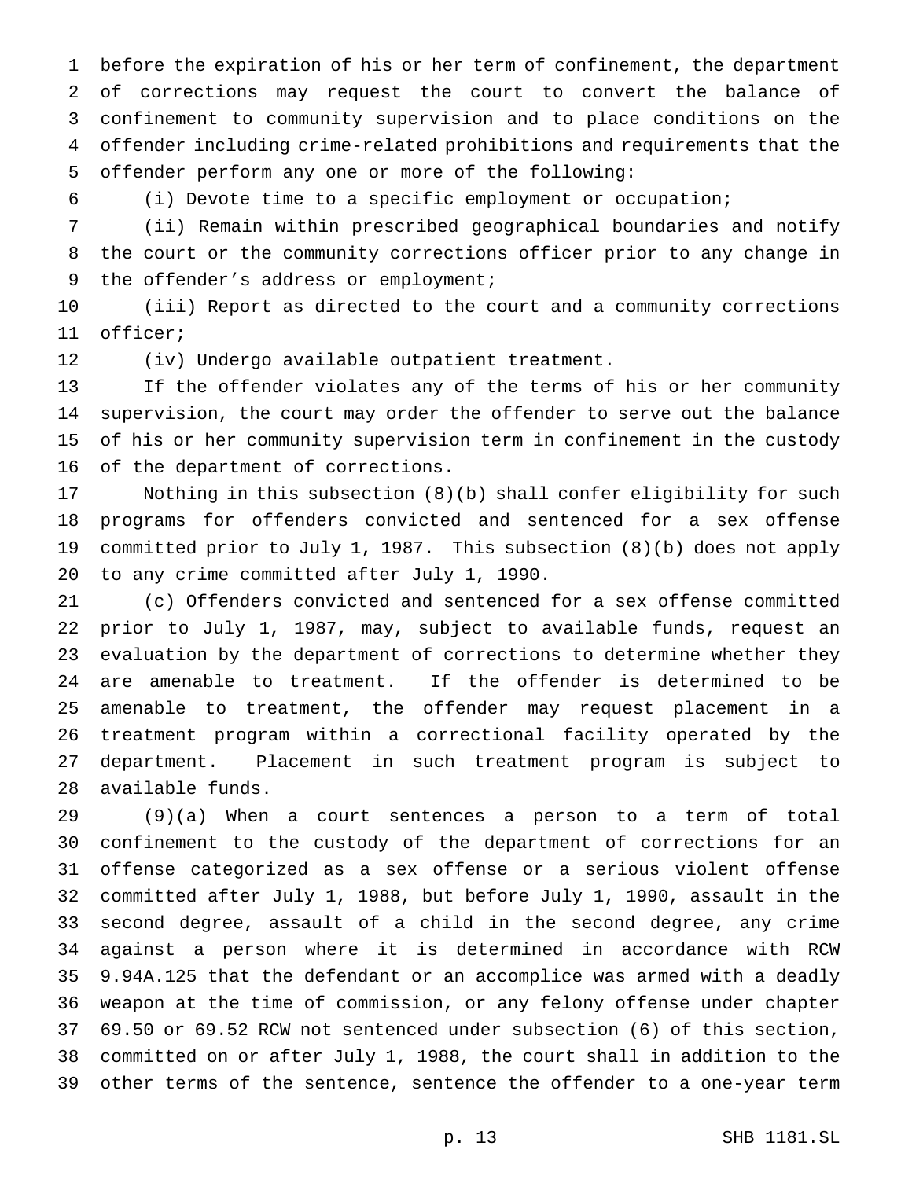before the expiration of his or her term of confinement, the department of corrections may request the court to convert the balance of confinement to community supervision and to place conditions on the offender including crime-related prohibitions and requirements that the offender perform any one or more of the following:

(i) Devote time to a specific employment or occupation;

(ii) Remain within prescribed geographical boundaries and notify the court or the community corrections officer prior to any change in the offender's address or employment;

(iii) Report as directed to the court and a community corrections officer;

(iv) Undergo available outpatient treatment.

If the offender violates any of the terms of his or her community supervision, the court may order the offender to serve out the balance of his or her community supervision term in confinement in the custody of the department of corrections.

Nothing in this subsection (8)(b) shall confer eligibility for such programs for offenders convicted and sentenced for a sex offense committed prior to July 1, 1987. This subsection (8)(b) does not apply to any crime committed after July 1, 1990.

(c) Offenders convicted and sentenced for a sex offense committed prior to July 1, 1987, may, subject to available funds, request an evaluation by the department of corrections to determine whether they are amenable to treatment. If the offender is determined to be amenable to treatment, the offender may request placement in a treatment program within a correctional facility operated by the department. Placement in such treatment program is subject to available funds.

(9)(a) When a court sentences a person to a term of total confinement to the custody of the department of corrections for an offense categorized as a sex offense or a serious violent offense committed after July 1, 1988, but before July 1, 1990, assault in the second degree, assault of a child in the second degree, any crime against a person where it is determined in accordance with RCW 9.94A.125 that the defendant or an accomplice was armed with a deadly weapon at the time of commission, or any felony offense under chapter 69.50 or 69.52 RCW not sentenced under subsection (6) of this section, committed on or after July 1, 1988, the court shall in addition to the other terms of the sentence, sentence the offender to a one-year term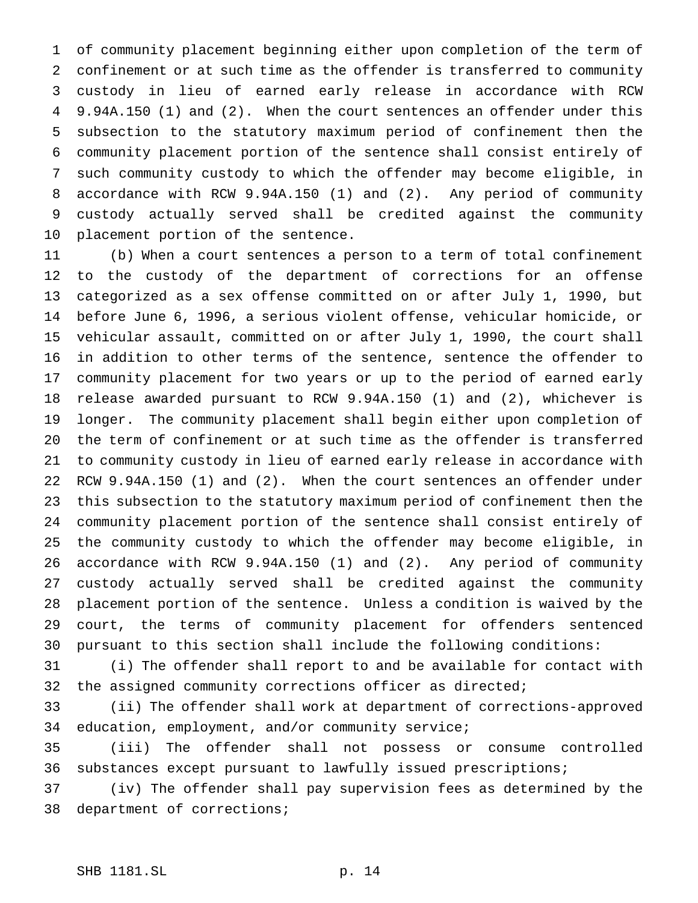of community placement beginning either upon completion of the term of confinement or at such time as the offender is transferred to community custody in lieu of earned early release in accordance with RCW 9.94A.150 (1) and (2). When the court sentences an offender under this subsection to the statutory maximum period of confinement then the community placement portion of the sentence shall consist entirely of such community custody to which the offender may become eligible, in accordance with RCW 9.94A.150 (1) and (2). Any period of community custody actually served shall be credited against the community placement portion of the sentence.

(b) When a court sentences a person to a term of total confinement to the custody of the department of corrections for an offense categorized as a sex offense committed on or after July 1, 1990, but before June 6, 1996, a serious violent offense, vehicular homicide, or vehicular assault, committed on or after July 1, 1990, the court shall in addition to other terms of the sentence, sentence the offender to community placement for two years or up to the period of earned early release awarded pursuant to RCW 9.94A.150 (1) and (2), whichever is longer. The community placement shall begin either upon completion of the term of confinement or at such time as the offender is transferred to community custody in lieu of earned early release in accordance with RCW 9.94A.150 (1) and (2). When the court sentences an offender under this subsection to the statutory maximum period of confinement then the community placement portion of the sentence shall consist entirely of the community custody to which the offender may become eligible, in accordance with RCW 9.94A.150 (1) and (2). Any period of community custody actually served shall be credited against the community placement portion of the sentence. Unless a condition is waived by the court, the terms of community placement for offenders sentenced pursuant to this section shall include the following conditions:

(i) The offender shall report to and be available for contact with the assigned community corrections officer as directed;

(ii) The offender shall work at department of corrections-approved education, employment, and/or community service;

(iii) The offender shall not possess or consume controlled substances except pursuant to lawfully issued prescriptions;

(iv) The offender shall pay supervision fees as determined by the department of corrections;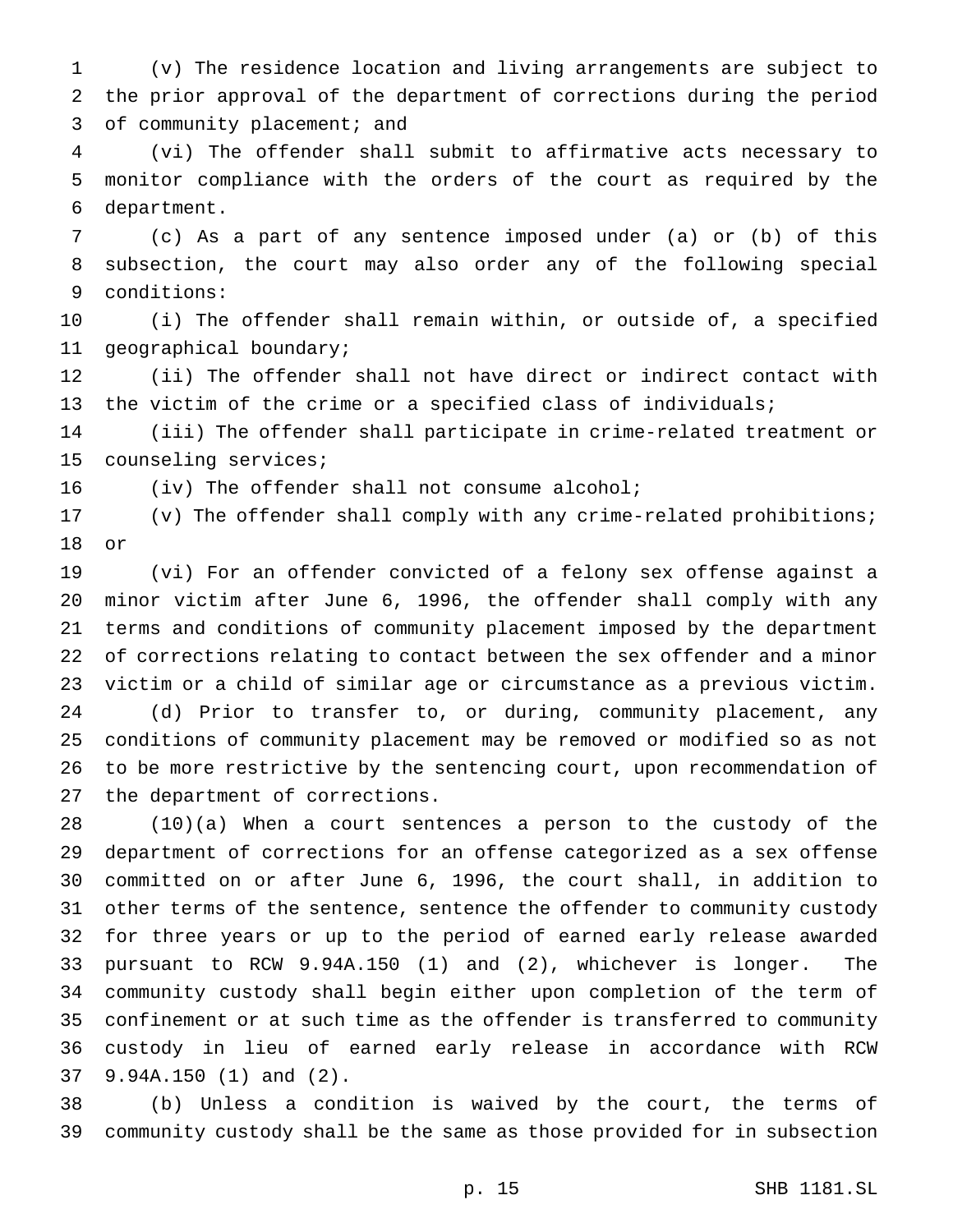(v) The residence location and living arrangements are subject to the prior approval of the department of corrections during the period of community placement; and

(vi) The offender shall submit to affirmative acts necessary to monitor compliance with the orders of the court as required by the department.

(c) As a part of any sentence imposed under (a) or (b) of this subsection, the court may also order any of the following special conditions:

(i) The offender shall remain within, or outside of, a specified geographical boundary;

(ii) The offender shall not have direct or indirect contact with the victim of the crime or a specified class of individuals;

(iii) The offender shall participate in crime-related treatment or counseling services;

(iv) The offender shall not consume alcohol;

(v) The offender shall comply with any crime-related prohibitions; or

(vi) For an offender convicted of a felony sex offense against a minor victim after June 6, 1996, the offender shall comply with any terms and conditions of community placement imposed by the department of corrections relating to contact between the sex offender and a minor victim or a child of similar age or circumstance as a previous victim.

(d) Prior to transfer to, or during, community placement, any conditions of community placement may be removed or modified so as not to be more restrictive by the sentencing court, upon recommendation of the department of corrections.

(10)(a) When a court sentences a person to the custody of the department of corrections for an offense categorized as a sex offense committed on or after June 6, 1996, the court shall, in addition to other terms of the sentence, sentence the offender to community custody for three years or up to the period of earned early release awarded pursuant to RCW 9.94A.150 (1) and (2), whichever is longer. The community custody shall begin either upon completion of the term of confinement or at such time as the offender is transferred to community custody in lieu of earned early release in accordance with RCW 9.94A.150 (1) and (2).

(b) Unless a condition is waived by the court, the terms of community custody shall be the same as those provided for in subsection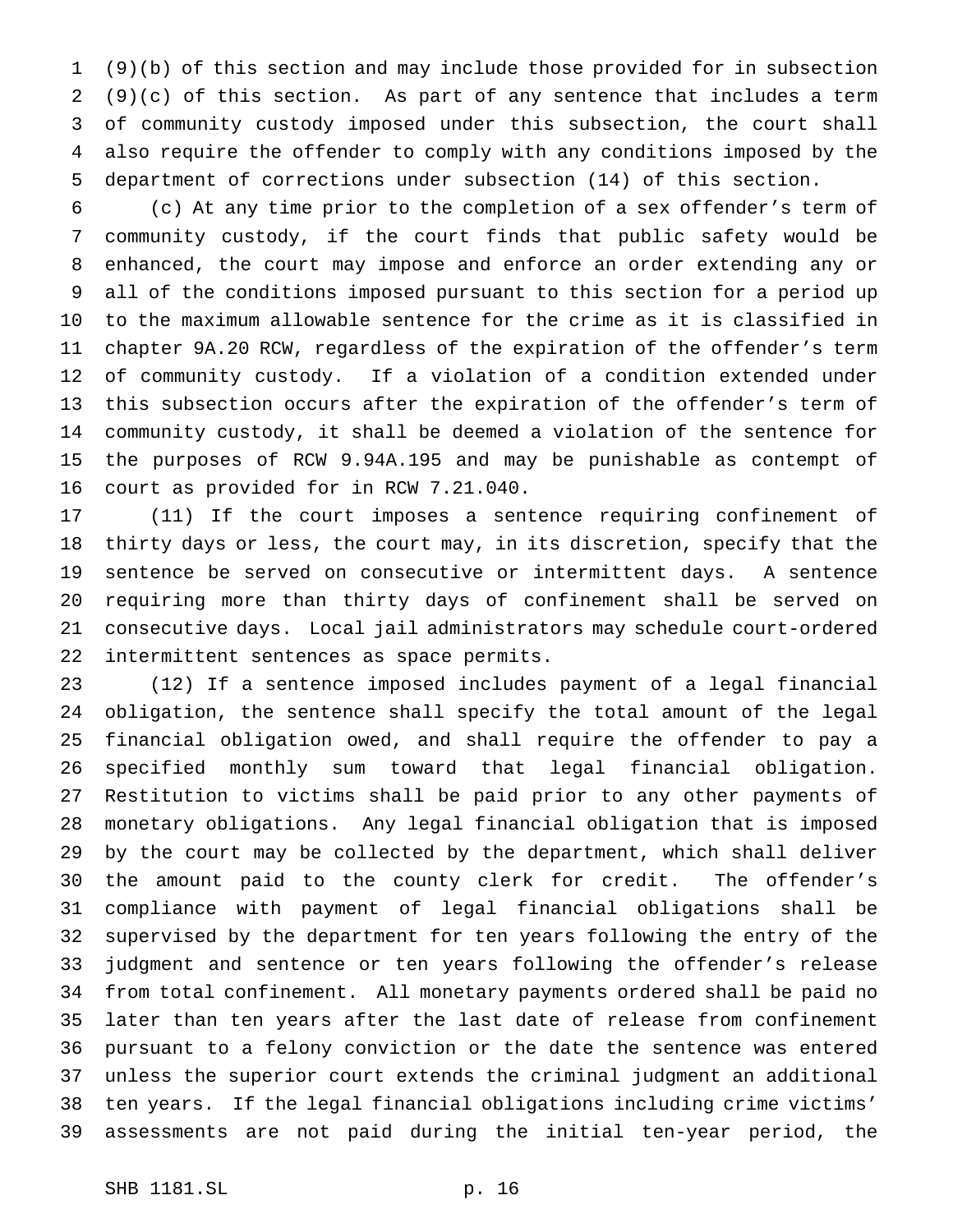(9)(b) of this section and may include those provided for in subsection (9)(c) of this section. As part of any sentence that includes a term of community custody imposed under this subsection, the court shall also require the offender to comply with any conditions imposed by the department of corrections under subsection (14) of this section.

(c) At any time prior to the completion of a sex offender's term of community custody, if the court finds that public safety would be enhanced, the court may impose and enforce an order extending any or all of the conditions imposed pursuant to this section for a period up to the maximum allowable sentence for the crime as it is classified in chapter 9A.20 RCW, regardless of the expiration of the offender's term of community custody. If a violation of a condition extended under this subsection occurs after the expiration of the offender's term of community custody, it shall be deemed a violation of the sentence for the purposes of RCW 9.94A.195 and may be punishable as contempt of court as provided for in RCW 7.21.040.

(11) If the court imposes a sentence requiring confinement of thirty days or less, the court may, in its discretion, specify that the sentence be served on consecutive or intermittent days. A sentence requiring more than thirty days of confinement shall be served on consecutive days. Local jail administrators may schedule court-ordered intermittent sentences as space permits.

(12) If a sentence imposed includes payment of a legal financial obligation, the sentence shall specify the total amount of the legal financial obligation owed, and shall require the offender to pay a specified monthly sum toward that legal financial obligation. Restitution to victims shall be paid prior to any other payments of monetary obligations. Any legal financial obligation that is imposed by the court may be collected by the department, which shall deliver the amount paid to the county clerk for credit. The offender's compliance with payment of legal financial obligations shall be supervised by the department for ten years following the entry of the judgment and sentence or ten years following the offender's release from total confinement. All monetary payments ordered shall be paid no later than ten years after the last date of release from confinement pursuant to a felony conviction or the date the sentence was entered unless the superior court extends the criminal judgment an additional ten years. If the legal financial obligations including crime victims' assessments are not paid during the initial ten-year period, the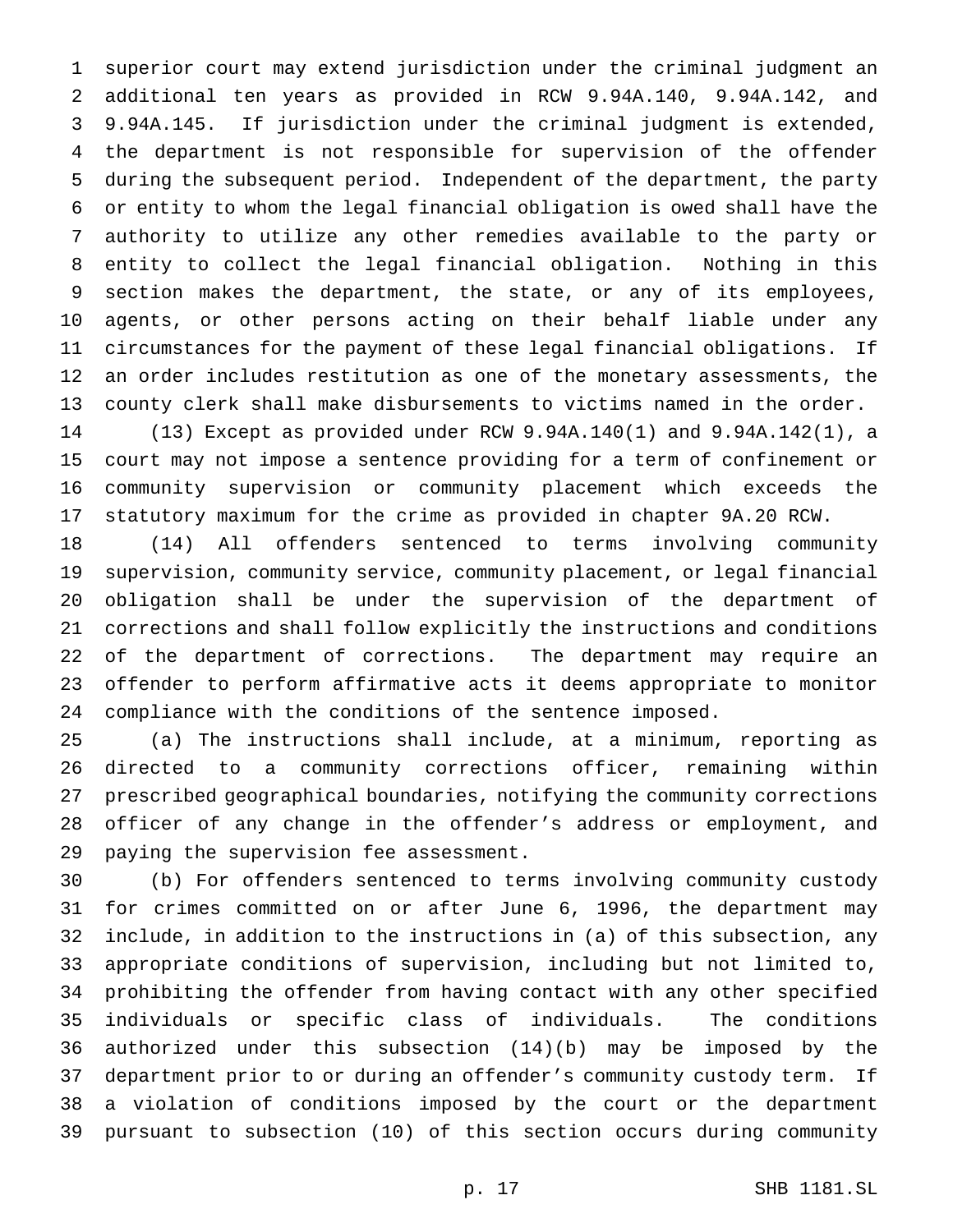superior court may extend jurisdiction under the criminal judgment an additional ten years as provided in RCW 9.94A.140, 9.94A.142, and 9.94A.145. If jurisdiction under the criminal judgment is extended, the department is not responsible for supervision of the offender during the subsequent period. Independent of the department, the party or entity to whom the legal financial obligation is owed shall have the authority to utilize any other remedies available to the party or entity to collect the legal financial obligation. Nothing in this section makes the department, the state, or any of its employees, agents, or other persons acting on their behalf liable under any circumstances for the payment of these legal financial obligations. If an order includes restitution as one of the monetary assessments, the county clerk shall make disbursements to victims named in the order.

(13) Except as provided under RCW 9.94A.140(1) and 9.94A.142(1), a court may not impose a sentence providing for a term of confinement or community supervision or community placement which exceeds the statutory maximum for the crime as provided in chapter 9A.20 RCW.

(14) All offenders sentenced to terms involving community supervision, community service, community placement, or legal financial obligation shall be under the supervision of the department of corrections and shall follow explicitly the instructions and conditions of the department of corrections. The department may require an offender to perform affirmative acts it deems appropriate to monitor compliance with the conditions of the sentence imposed.

(a) The instructions shall include, at a minimum, reporting as directed to a community corrections officer, remaining within prescribed geographical boundaries, notifying the community corrections officer of any change in the offender's address or employment, and paying the supervision fee assessment.

(b) For offenders sentenced to terms involving community custody for crimes committed on or after June 6, 1996, the department may include, in addition to the instructions in (a) of this subsection, any appropriate conditions of supervision, including but not limited to, prohibiting the offender from having contact with any other specified individuals or specific class of individuals. The conditions authorized under this subsection (14)(b) may be imposed by the department prior to or during an offender's community custody term. If a violation of conditions imposed by the court or the department pursuant to subsection (10) of this section occurs during community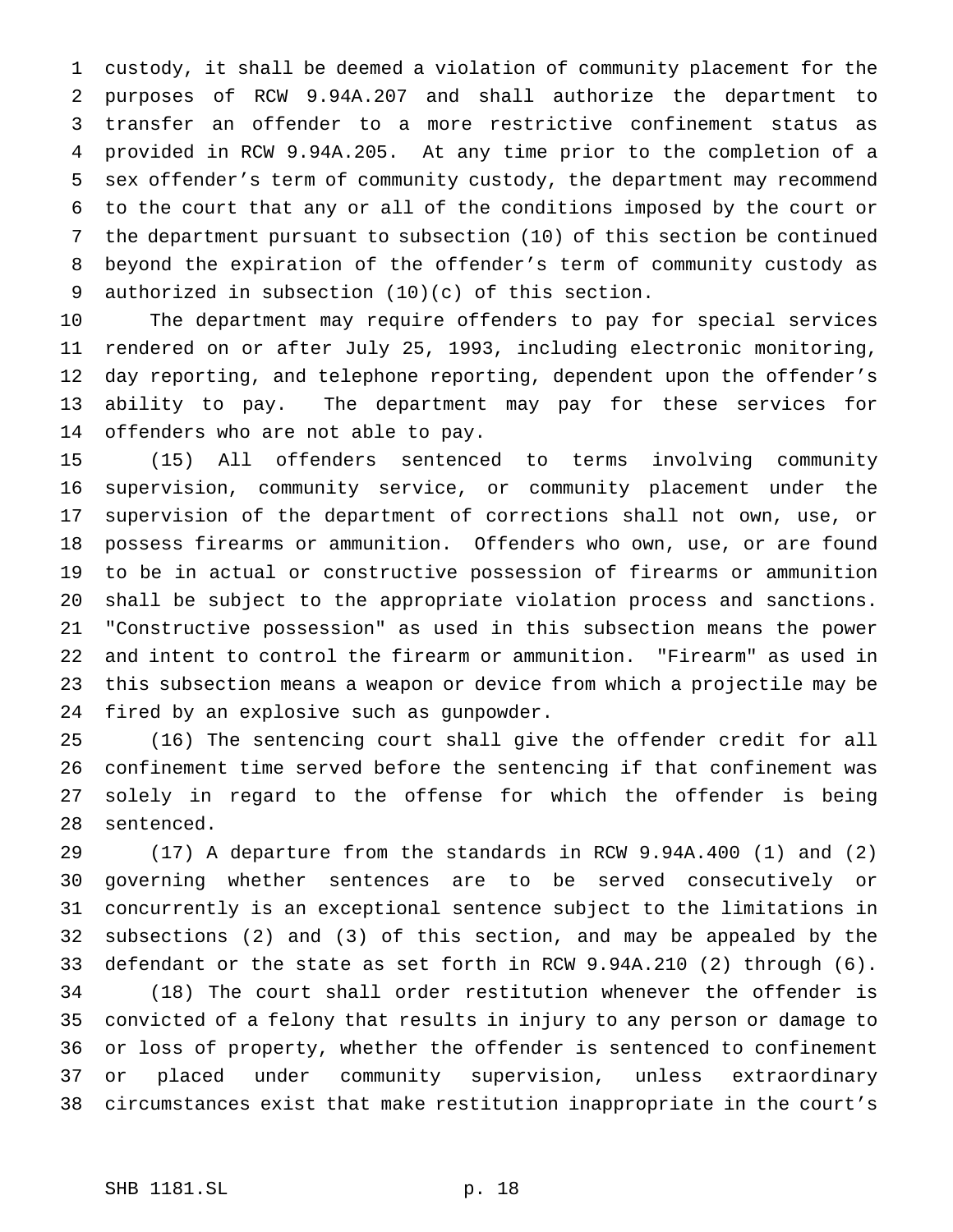custody, it shall be deemed a violation of community placement for the purposes of RCW 9.94A.207 and shall authorize the department to transfer an offender to a more restrictive confinement status as provided in RCW 9.94A.205. At any time prior to the completion of a sex offender's term of community custody, the department may recommend to the court that any or all of the conditions imposed by the court or the department pursuant to subsection (10) of this section be continued beyond the expiration of the offender's term of community custody as authorized in subsection (10)(c) of this section.

The department may require offenders to pay for special services rendered on or after July 25, 1993, including electronic monitoring, day reporting, and telephone reporting, dependent upon the offender's ability to pay. The department may pay for these services for offenders who are not able to pay.

(15) All offenders sentenced to terms involving community supervision, community service, or community placement under the supervision of the department of corrections shall not own, use, or possess firearms or ammunition. Offenders who own, use, or are found to be in actual or constructive possession of firearms or ammunition shall be subject to the appropriate violation process and sanctions. "Constructive possession" as used in this subsection means the power and intent to control the firearm or ammunition. "Firearm" as used in this subsection means a weapon or device from which a projectile may be fired by an explosive such as gunpowder.

(16) The sentencing court shall give the offender credit for all confinement time served before the sentencing if that confinement was solely in regard to the offense for which the offender is being sentenced.

(17) A departure from the standards in RCW 9.94A.400 (1) and (2) governing whether sentences are to be served consecutively or concurrently is an exceptional sentence subject to the limitations in subsections (2) and (3) of this section, and may be appealed by the defendant or the state as set forth in RCW 9.94A.210 (2) through (6).

(18) The court shall order restitution whenever the offender is convicted of a felony that results in injury to any person or damage to or loss of property, whether the offender is sentenced to confinement or placed under community supervision, unless extraordinary circumstances exist that make restitution inappropriate in the court's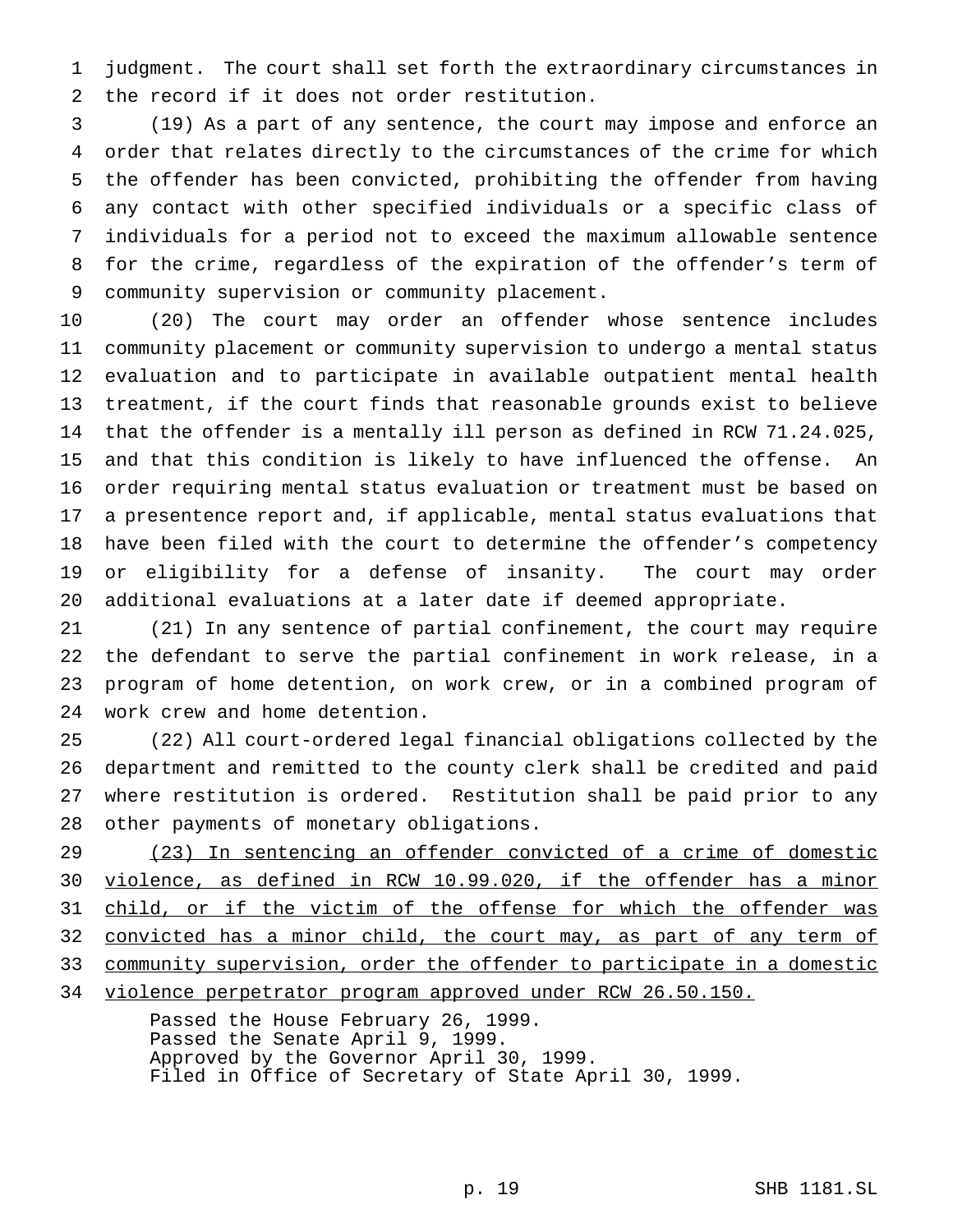judgment. The court shall set forth the extraordinary circumstances in the record if it does not order restitution.

(19) As a part of any sentence, the court may impose and enforce an order that relates directly to the circumstances of the crime for which the offender has been convicted, prohibiting the offender from having any contact with other specified individuals or a specific class of individuals for a period not to exceed the maximum allowable sentence for the crime, regardless of the expiration of the offender's term of community supervision or community placement.

(20) The court may order an offender whose sentence includes community placement or community supervision to undergo a mental status evaluation and to participate in available outpatient mental health treatment, if the court finds that reasonable grounds exist to believe that the offender is a mentally ill person as defined in RCW 71.24.025, and that this condition is likely to have influenced the offense. An order requiring mental status evaluation or treatment must be based on a presentence report and, if applicable, mental status evaluations that have been filed with the court to determine the offender's competency or eligibility for a defense of insanity. The court may order additional evaluations at a later date if deemed appropriate.

(21) In any sentence of partial confinement, the court may require the defendant to serve the partial confinement in work release, in a program of home detention, on work crew, or in a combined program of work crew and home detention.

(22) All court-ordered legal financial obligations collected by the department and remitted to the county clerk shall be credited and paid where restitution is ordered. Restitution shall be paid prior to any other payments of monetary obligations.

<u>(23) In sentencing an offender convicted of a crime of domestic violence, as defined in RCW 10.99.020, if the offender has a minor child, or if the victim of the offense for which the offender was convicted has a minor child, the court may, as part of any term of community supervision, order the offender to participate in a domestic violence perpetrator program approved under RCW 26.50.150.</u>

Passed the House February 26, 1999.
Passed the Senate April 9, 1999.
Approved by the Governor April 30, 1999.
Filed in Office of Secretary of State April 30, 1999.